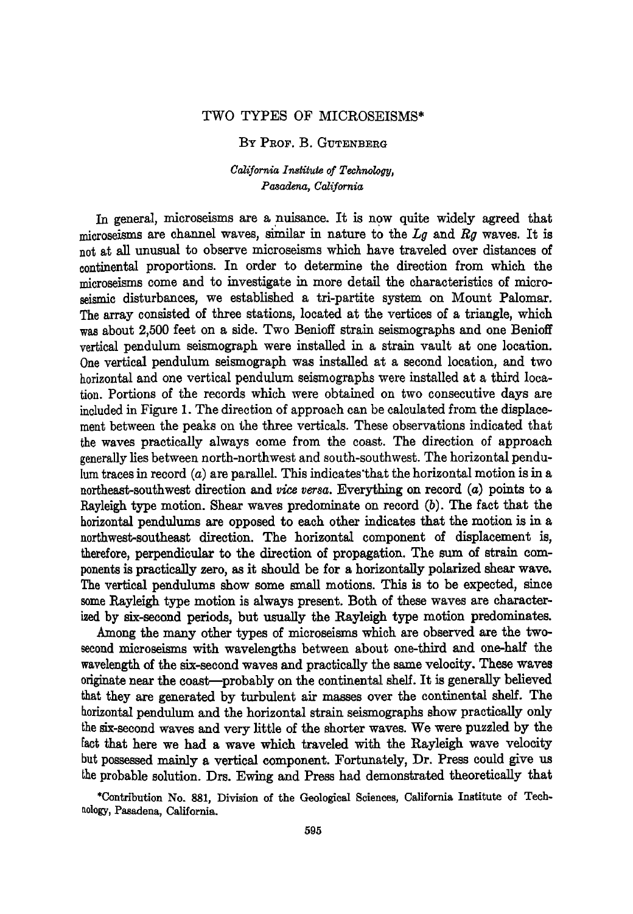# TWO TYPES OF MICROSEISMS*

By Prof. B. Gutenberg

*California Institute of Technology, Pasadena, California*

In general, microseisms are a nuisance. It is now quite widely agreed that microseisms are channel waves, similar in nature to the *Lg* and *Rg* waves. It is not at all unusual to observe microseisms which have traveled over distances of continental proportions. In order to determine the direction from which the microseisms come and to investigate in more detail the characteristics of microseismic disturbances, we established a tri-partite system on Mount Palomar. The array consisted of three stations, located at the vertices of a triangle, which was about 2,500 feet on a side. Two Benioff strain seismographs and one Benioff vertical pendulum seismograph were installed in a strain vault at one location. One vertical pendulum seismograph was installed at a second location, and two horizontal and one vertical pendulum seismographs were installed at a third location. Portions of the records which were obtained on two consecutive days are included in Figure 1. The direction of approach can be calculated from the displacement between the peaks on the three verticals. These observations indicated that the waves practically always come from the coast. The direction of approach generally lies between north-northwest and south-southwest. The horizontal pendulum traces in record (*a*) are parallel. This indicates that the horizontal motion is in a northeast-southwest direction and *vice versa*. Everything on record (*a*) points to a Rayleigh type motion. Shear waves predominate on record (*b*). The fact that the horizontal pendulums are opposed to each other indicates that the motion is in a northwest-southeast direction. The horizontal component of displacement is, therefore, perpendicular to the direction of propagation. The sum of strain components is practically zero, as it should be for a horizontally polarized shear wave. The vertical pendulums show some small motions. This is to be expected, since some Rayleigh type motion is always present. Both of these waves are characterized by six-second periods, but usually the Rayleigh type motion predominates.

Among the many other types of microseisms which are observed are the two-second microseisms with wavelengths between about one-third and one-half the wavelength of the six-second waves and practically the same velocity. These waves originate near the coast—probably on the continental shelf. It is generally believed that they are generated by turbulent air masses over the continental shelf. The horizontal pendulum and the horizontal strain seismographs show practically only the six-second waves and very little of the shorter waves. We were puzzled by the fact that here we had a wave which traveled with the Rayleigh wave velocity but possessed mainly a vertical component. Fortunately, Dr. Press could give us the probable solution. Drs. Ewing and Press had demonstrated theoretically that

*Contribution No. 881, Division of the Geological Sciences, California Institute of Technology, Pasadena, California.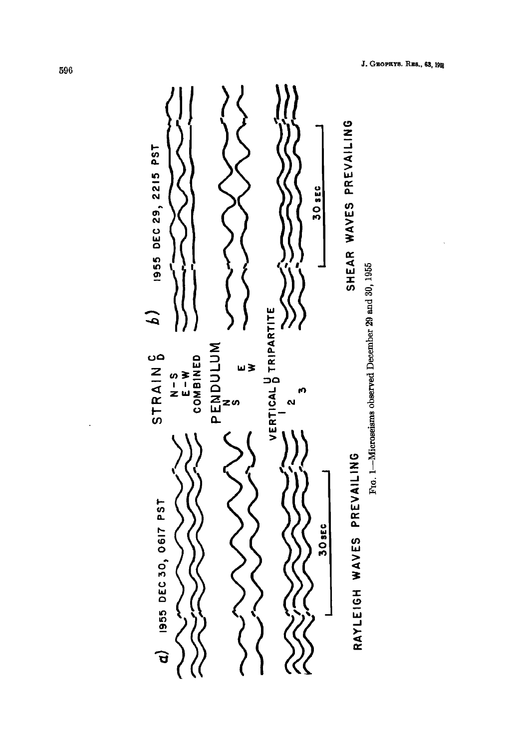Fig. 1—Microseisms observed December 29 and 30, 1955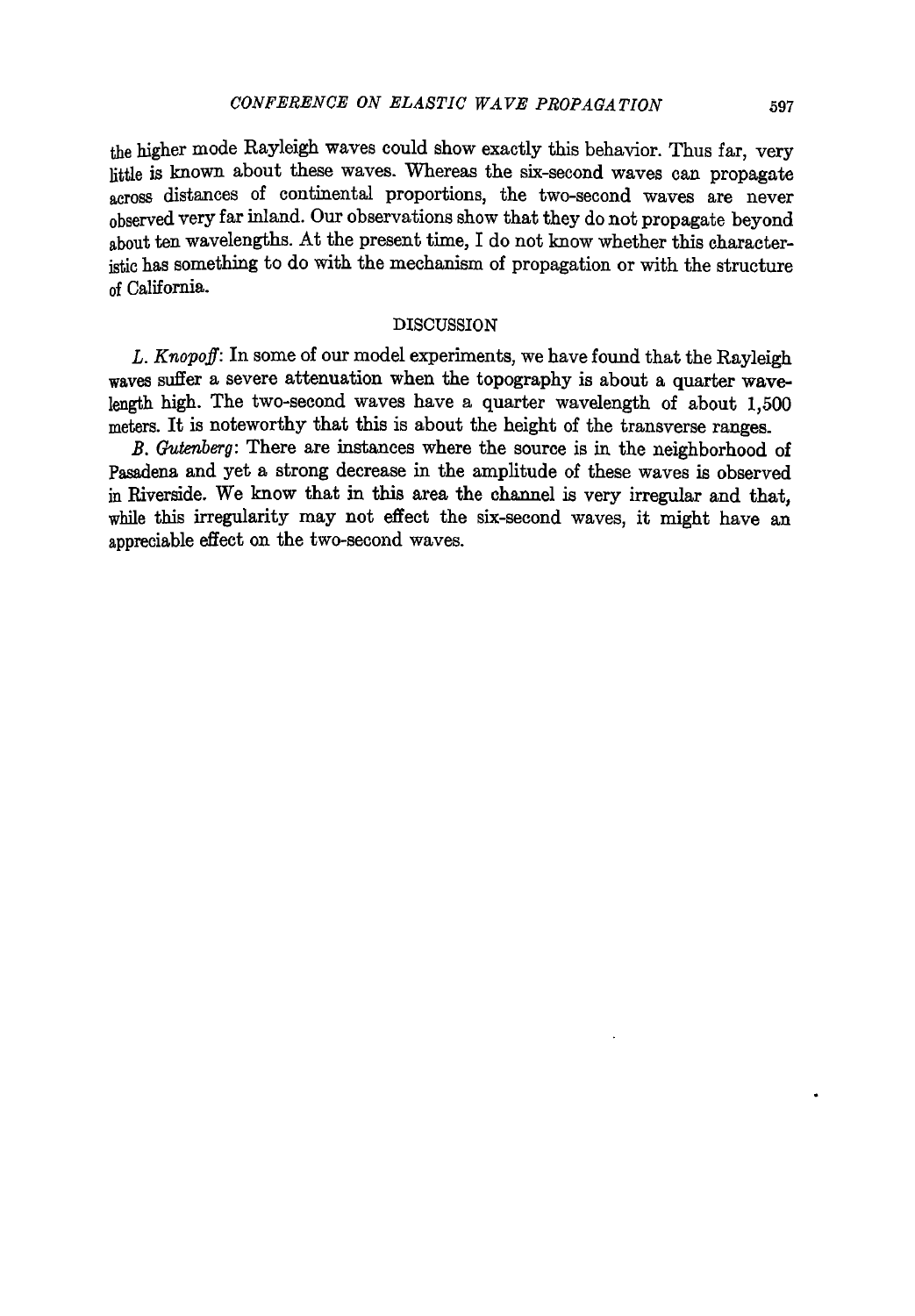the higher mode Rayleigh waves could show exactly this behavior. Thus far, very little is known about these waves. Whereas the six-second waves can propagate across distances of continental proportions, the two-second waves are never observed very far inland. Our observations show that they do not propagate beyond about ten wavelengths. At the present time, I do not know whether this characteristic has something to do with the mechanism of propagation or with the structure of California.

## DISCUSSION

*L. Knopoff*: In some of our model experiments, we have found that the Rayleigh waves suffer a severe attenuation when the topography is about a quarter wavelength high. The two-second waves have a quarter wavelength of about 1,500 meters. It is noteworthy that this is about the height of the transverse ranges.

*B. Gutenberg*: There are instances where the source is in the neighborhood of Pasadena and yet a strong decrease in the amplitude of these waves is observed in Riverside. We know that in this area the channel is very irregular and that, while this irregularity may not effect the six-second waves, it might have an appreciable effect on the two-second waves.